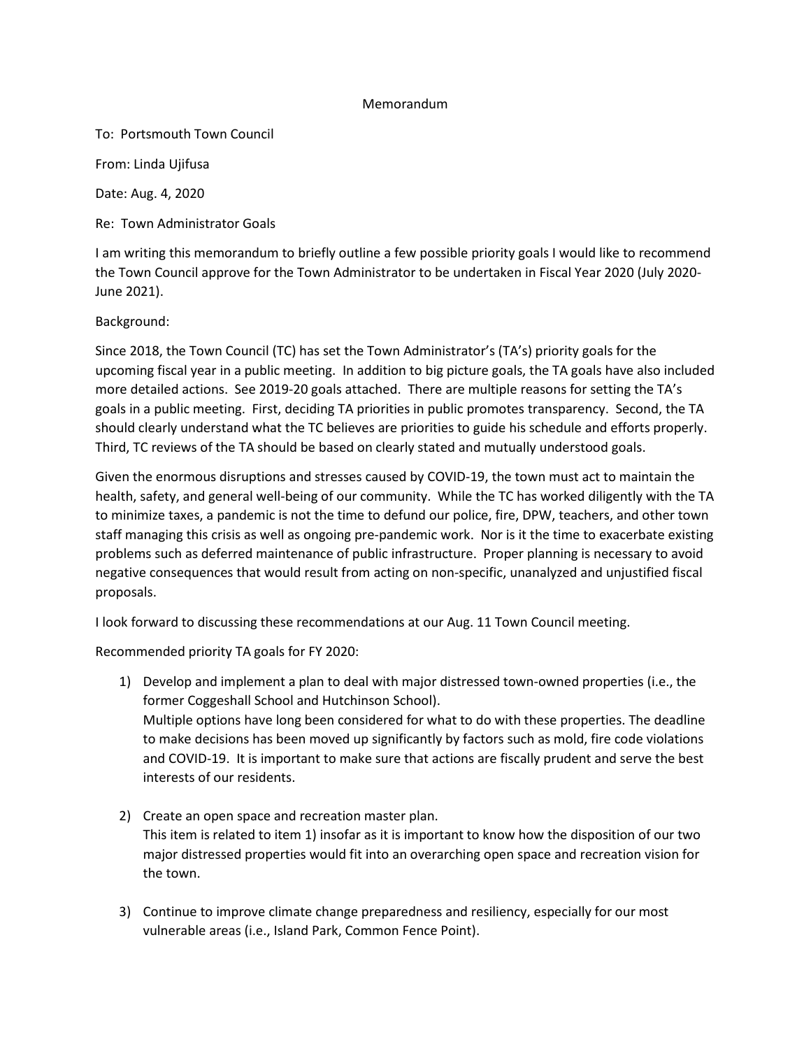# Memorandum

To: Portsmouth Town Council

From: Linda Ujifusa

Date: Aug. 4, 2020

Re: Town Administrator Goals

I am writing this memorandum to briefly outline a few possible priority goals I would like to recommend the Town Council approve for the Town Administrator to be undertaken in Fiscal Year 2020 (July 2020-June 2021).

Background:

Since 2018, the Town Council (TC) has set the Town Administrator's (TA's) priority goals for the upcoming fiscal year in a public meeting. In addition to big picture goals, the TA goals have also included more detailed actions. See 2019-20 goals attached. There are multiple reasons for setting the TA's goals in a public meeting. First, deciding TA priorities in public promotes transparency. Second, the TA should clearly understand what the TC believes are priorities to guide his schedule and efforts properly. Third, TC reviews of the TA should be based on clearly stated and mutually understood goals.

Given the enormous disruptions and stresses caused by COVID-19, the town must act to maintain the health, safety, and general well-being of our community. While the TC has worked diligently with the TA to minimize taxes, a pandemic is not the time to defund our police, fire, DPW, teachers, and other town staff managing this crisis as well as ongoing pre-pandemic work. Nor is it the time to exacerbate existing problems such as deferred maintenance of public infrastructure. Proper planning is necessary to avoid negative consequences that would result from acting on non-specific, unanalyzed and unjustified fiscal proposals.

I look forward to discussing these recommendations at our Aug. 11 Town Council meeting.

Recommended priority TA goals for FY 2020:

1) Develop and implement a plan to deal with major distressed town-owned properties (i.e., the former Coggeshall School and Hutchinson School).
   Multiple options have long been considered for what to do with these properties. The deadline to make decisions has been moved up significantly by factors such as mold, fire code violations and COVID-19. It is important to make sure that actions are fiscally prudent and serve the best interests of our residents.

2) Create an open space and recreation master plan.
   This item is related to item 1) insofar as it is important to know how the disposition of our two major distressed properties would fit into an overarching open space and recreation vision for the town.

3) Continue to improve climate change preparedness and resiliency, especially for our most vulnerable areas (i.e., Island Park, Common Fence Point).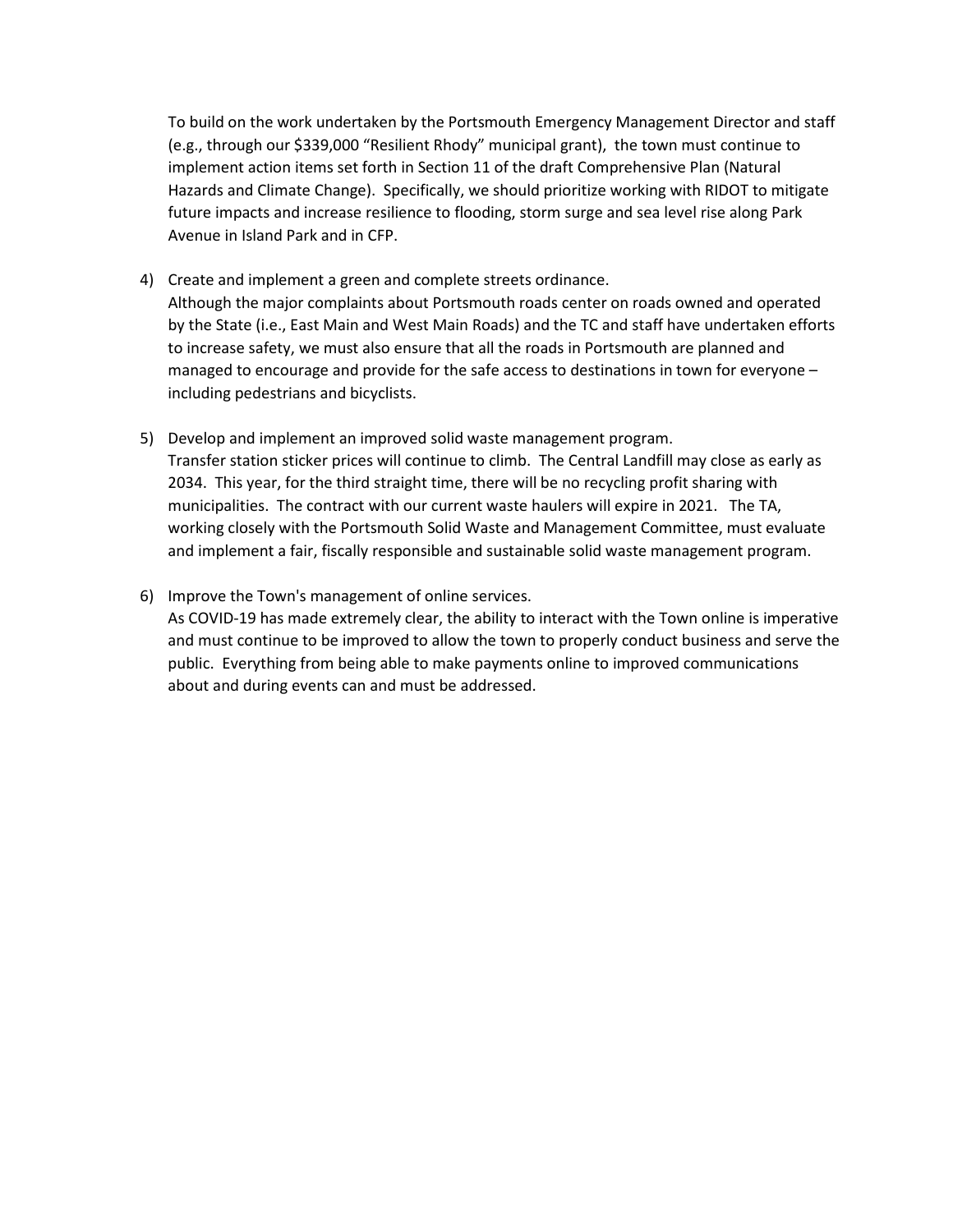To build on the work undertaken by the Portsmouth Emergency Management Director and staff (e.g., through our $339,000 "Resilient Rhody" municipal grant), the town must continue to implement action items set forth in Section 11 of the draft Comprehensive Plan (Natural Hazards and Climate Change). Specifically, we should prioritize working with RIDOT to mitigate future impacts and increase resilience to flooding, storm surge and sea level rise along Park Avenue in Island Park and in CFP.

4) Create and implement a green and complete streets ordinance.
   Although the major complaints about Portsmouth roads center on roads owned and operated by the State (i.e., East Main and West Main Roads) and the TC and staff have undertaken efforts to increase safety, we must also ensure that all the roads in Portsmouth are planned and managed to encourage and provide for the safe access to destinations in town for everyone – including pedestrians and bicyclists.

5) Develop and implement an improved solid waste management program.
   Transfer station sticker prices will continue to climb. The Central Landfill may close as early as 2034. This year, for the third straight time, there will be no recycling profit sharing with municipalities. The contract with our current waste haulers will expire in 2021. The TA, working closely with the Portsmouth Solid Waste and Management Committee, must evaluate and implement a fair, fiscally responsible and sustainable solid waste management program.

6) Improve the Town's management of online services.
   As COVID-19 has made extremely clear, the ability to interact with the Town online is imperative and must continue to be improved to allow the town to properly conduct business and serve the public. Everything from being able to make payments online to improved communications about and during events can and must be addressed.